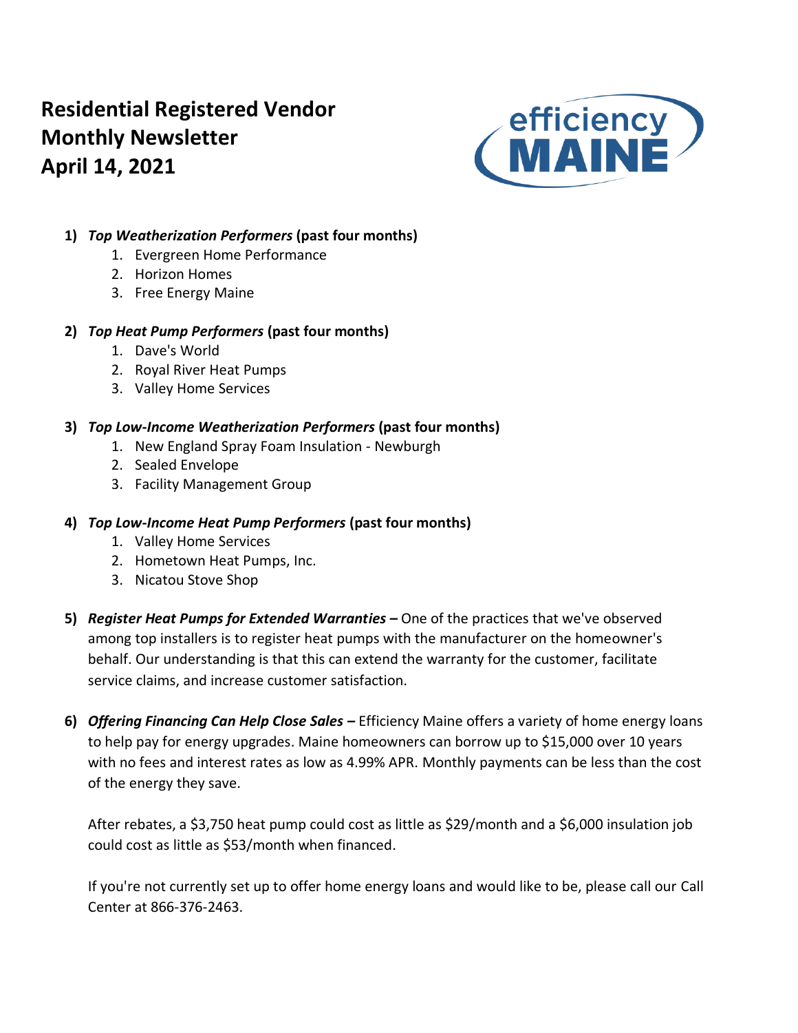# Residential Registered Vendor Monthly Newsletter
# April 14, 2021

1) ***Top Weatherization Performers* (past four months)**
    1. Evergreen Home Performance
    2. Horizon Homes
    3. Free Energy Maine

2) ***Top Heat Pump Performers* (past four months)**
    1. Dave's World
    2. Royal River Heat Pumps
    3. Valley Home Services

3) ***Top Low-Income Weatherization Performers* (past four months)**
    1. New England Spray Foam Insulation - Newburgh
    2. Sealed Envelope
    3. Facility Management Group

4) ***Top Low-Income Heat Pump Performers* (past four months)**
    1. Valley Home Services
    2. Hometown Heat Pumps, Inc.
    3. Nicatou Stove Shop

5) ***Register Heat Pumps for Extended Warranties* –** One of the practices that we've observed among top installers is to register heat pumps with the manufacturer on the homeowner's behalf. Our understanding is that this can extend the warranty for the customer, facilitate service claims, and increase customer satisfaction.

6) ***Offering Financing Can Help Close Sales* –** Efficiency Maine offers a variety of home energy loans to help pay for energy upgrades. Maine homeowners can borrow up to $15,000 over 10 years with no fees and interest rates as low as 4.99% APR. Monthly payments can be less than the cost of the energy they save.

    After rebates, a $3,750 heat pump could cost as little as $29/month and a $6,000 insulation job could cost as little as $53/month when financed.

    If you're not currently set up to offer home energy loans and would like to be, please call our Call Center at 866-376-2463.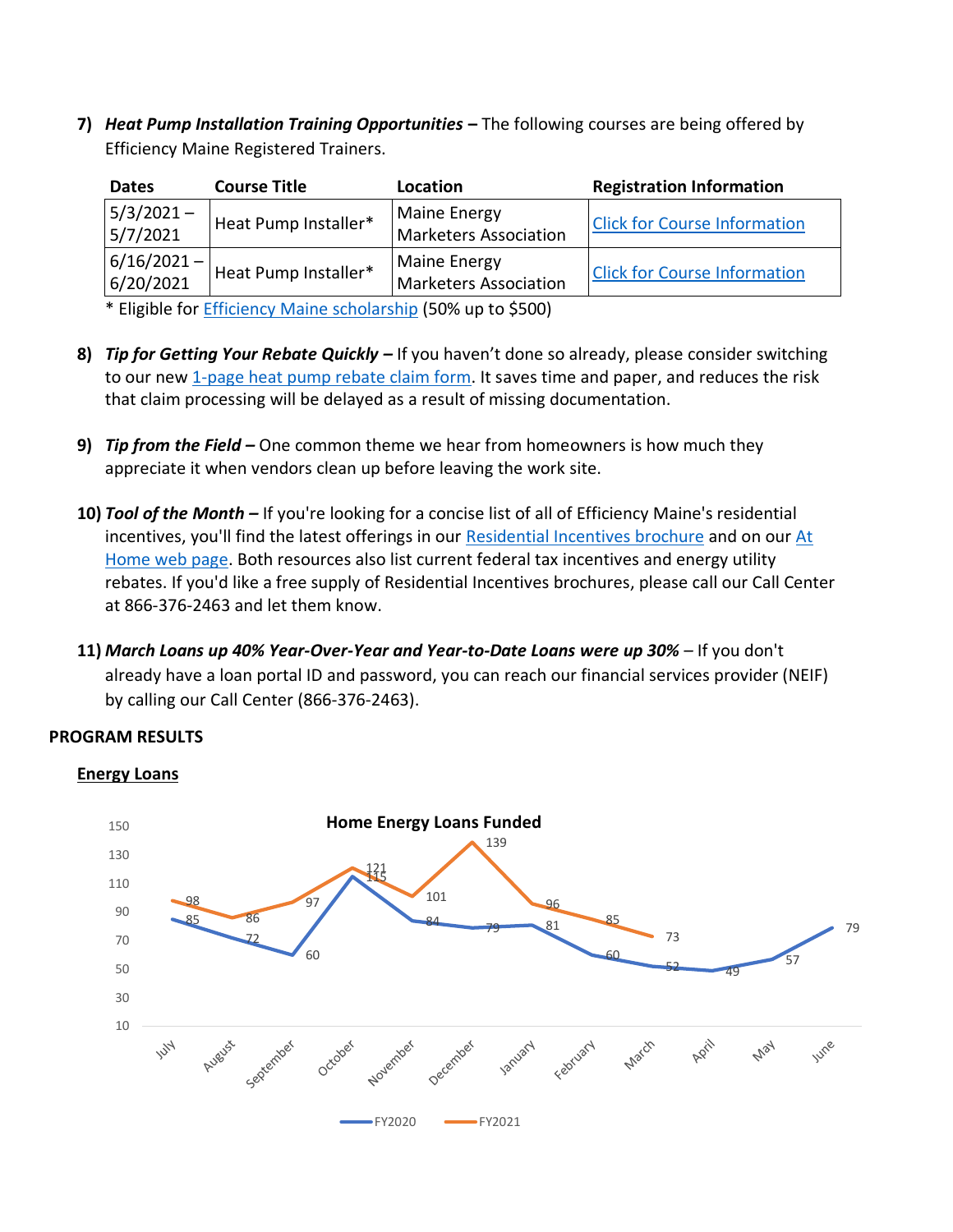7) ***Heat Pump Installation Training Opportunities –*** The following courses are being offered by Efficiency Maine Registered Trainers.

| Dates | Course Title | Location | Registration Information |
|---|---|---|---|
| 5/3/2021 – 5/7/2021 | Heat Pump Installer* | Maine Energy Marketers Association | Click for Course Information |
| 6/16/2021 – 6/20/2021 | Heat Pump Installer* | Maine Energy Marketers Association | Click for Course Information |

\* Eligible for Efficiency Maine scholarship (50% up to $500)

8) ***Tip for Getting Your Rebate Quickly –*** If you haven't done so already, please consider switching to our new 1-page heat pump rebate claim form. It saves time and paper, and reduces the risk that claim processing will be delayed as a result of missing documentation.

9) ***Tip from the Field –*** One common theme we hear from homeowners is how much they appreciate it when vendors clean up before leaving the work site.

10) ***Tool of the Month –*** If you're looking for a concise list of all of Efficiency Maine's residential incentives, you'll find the latest offerings in our Residential Incentives brochure and on our At Home web page. Both resources also list current federal tax incentives and energy utility rebates. If you'd like a free supply of Residential Incentives brochures, please call our Call Center at 866-376-2463 and let them know.

11) ***March Loans up 40% Year-Over-Year and Year-to-Date Loans were up 30%*** – If you don't already have a loan portal ID and password, you can reach our financial services provider (NEIF) by calling our Call Center (866-376-2463).

**PROGRAM RESULTS**

**Energy Loans**

**Home Energy Loans Funded**

| | July | August | September | October | November | December | January | February | March | April | May | June |
|---|---|---|---|---|---|---|---|---|---|---|---|---|
| FY2020 | 85 | 72 | 60 | 115 | 84 | 79 | 81 | 60 | 52 | 49 | 57 | 79 |
| FY2021 | 98 | 86 | 97 | 121 | 101 | 139 | 96 | 85 | 73 | | | |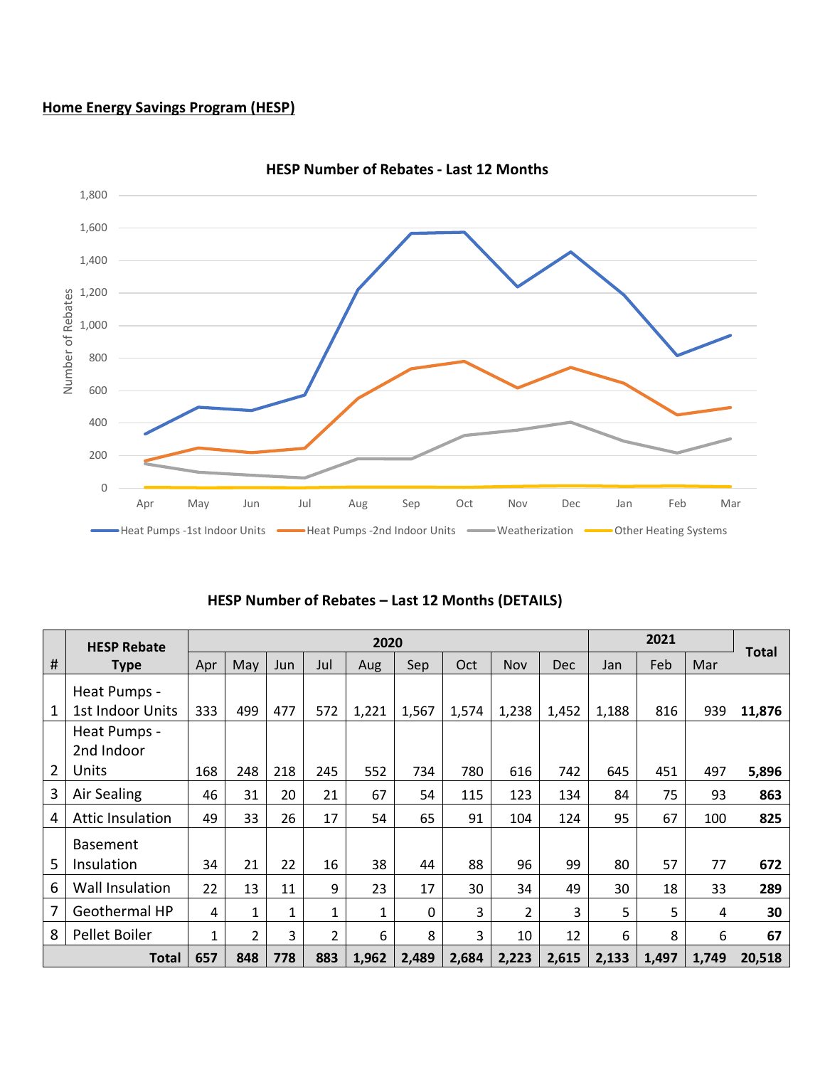## Home Energy Savings Program (HESP)

**HESP Number of Rebates - Last 12 Months**

**HESP Number of Rebates – Last 12 Months (DETAILS)**

| # | HESP Rebate Type | 2020 | | | | | | | | | 2021 | | | Total |
|---|---|---|---|---|---|---|---|---|---|---|---|---|---|---|
| | | Apr | May | Jun | Jul | Aug | Sep | Oct | Nov | Dec | Jan | Feb | Mar | |
| 1 | Heat Pumps - 1st Indoor Units | 333 | 499 | 477 | 572 | 1,221 | 1,567 | 1,574 | 1,238 | 1,452 | 1,188 | 816 | 939 | **11,876** |
| 2 | Heat Pumps - 2nd Indoor Units | 168 | 248 | 218 | 245 | 552 | 734 | 780 | 616 | 742 | 645 | 451 | 497 | **5,896** |
| 3 | Air Sealing | 46 | 31 | 20 | 21 | 67 | 54 | 115 | 123 | 134 | 84 | 75 | 93 | **863** |
| 4 | Attic Insulation | 49 | 33 | 26 | 17 | 54 | 65 | 91 | 104 | 124 | 95 | 67 | 100 | **825** |
| 5 | Basement Insulation | 34 | 21 | 22 | 16 | 38 | 44 | 88 | 96 | 99 | 80 | 57 | 77 | **672** |
| 6 | Wall Insulation | 22 | 13 | 11 | 9 | 23 | 17 | 30 | 34 | 49 | 30 | 18 | 33 | **289** |
| 7 | Geothermal HP | 4 | 1 | 1 | 1 | 1 | 0 | 3 | 2 | 3 | 5 | 5 | 4 | **30** |
| 8 | Pellet Boiler | 1 | 2 | 3 | 2 | 6 | 8 | 3 | 10 | 12 | 6 | 8 | 6 | **67** |
| | **Total** | **657** | **848** | **778** | **883** | **1,962** | **2,489** | **2,684** | **2,223** | **2,615** | **2,133** | **1,497** | **1,749** | **20,518** |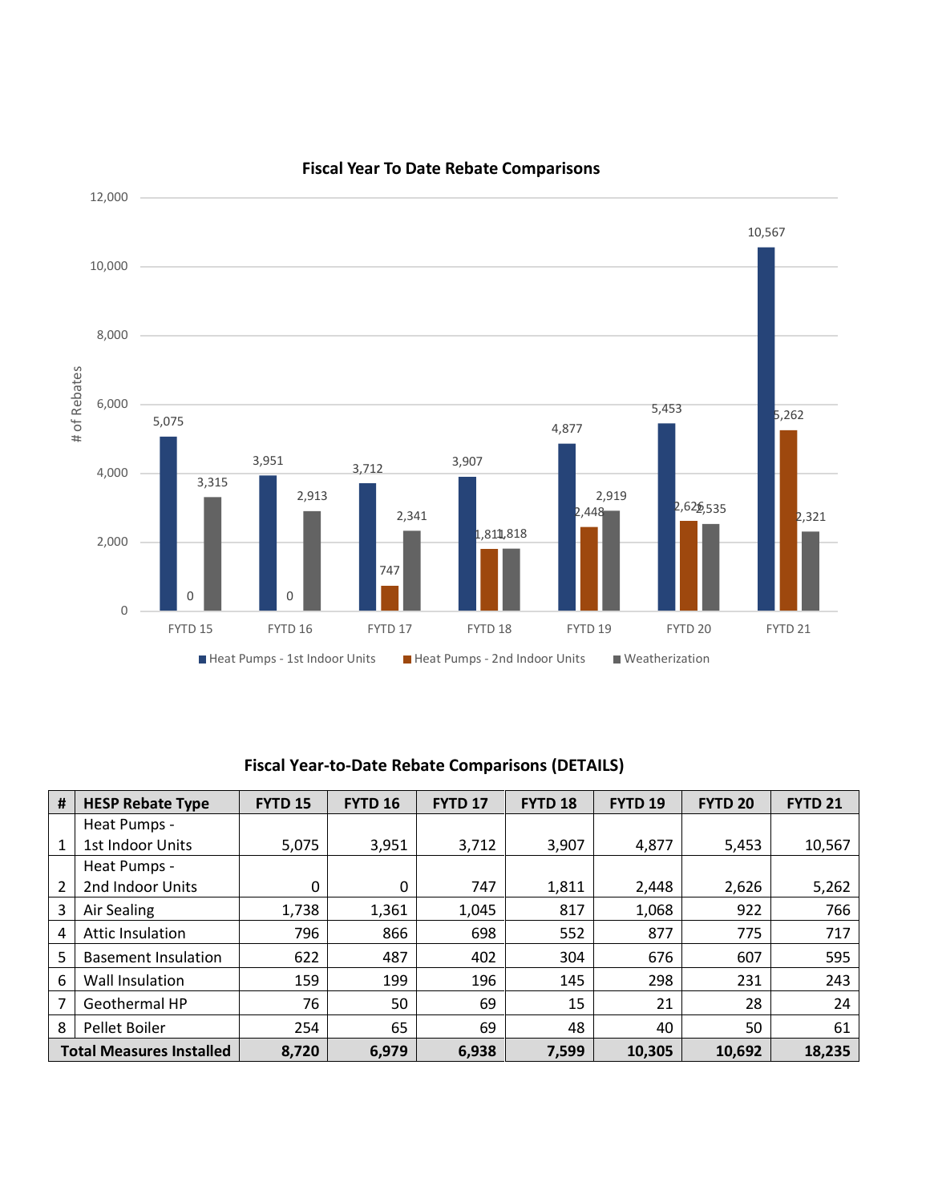## Fiscal Year To Date Rebate Comparisons

| | FYTD 15 | FYTD 16 | FYTD 17 | FYTD 18 | FYTD 19 | FYTD 20 | FYTD 21 |
|---|---|---|---|---|---|---|---|
| Heat Pumps - 1st Indoor Units | 5,075 | 3,951 | 3,712 | 3,907 | 4,877 | 5,453 | 10,567 |
| Heat Pumps - 2nd Indoor Units | 0 | 0 | 747 | 1,811 | 2,448 | 2,626 | 5,262 |
| Weatherization | 3,315 | 2,913 | 2,341 | 1,818 | 2,919 | 2,535 | 2,321 |

## Fiscal Year-to-Date Rebate Comparisons (DETAILS)

| # | HESP Rebate Type | FYTD 15 | FYTD 16 | FYTD 17 | FYTD 18 | FYTD 19 | FYTD 20 | FYTD 21 |
|---|---|---|---|---|---|---|---|---|
| 1 | Heat Pumps - 1st Indoor Units | 5,075 | 3,951 | 3,712 | 3,907 | 4,877 | 5,453 | 10,567 |
| 2 | Heat Pumps - 2nd Indoor Units | 0 | 0 | 747 | 1,811 | 2,448 | 2,626 | 5,262 |
| 3 | Air Sealing | 1,738 | 1,361 | 1,045 | 817 | 1,068 | 922 | 766 |
| 4 | Attic Insulation | 796 | 866 | 698 | 552 | 877 | 775 | 717 |
| 5 | Basement Insulation | 622 | 487 | 402 | 304 | 676 | 607 | 595 |
| 6 | Wall Insulation | 159 | 199 | 196 | 145 | 298 | 231 | 243 |
| 7 | Geothermal HP | 76 | 50 | 69 | 15 | 21 | 28 | 24 |
| 8 | Pellet Boiler | 254 | 65 | 69 | 48 | 40 | 50 | 61 |
| **Total Measures Installed** | | **8,720** | **6,979** | **6,938** | **7,599** | **10,305** | **10,692** | **18,235** |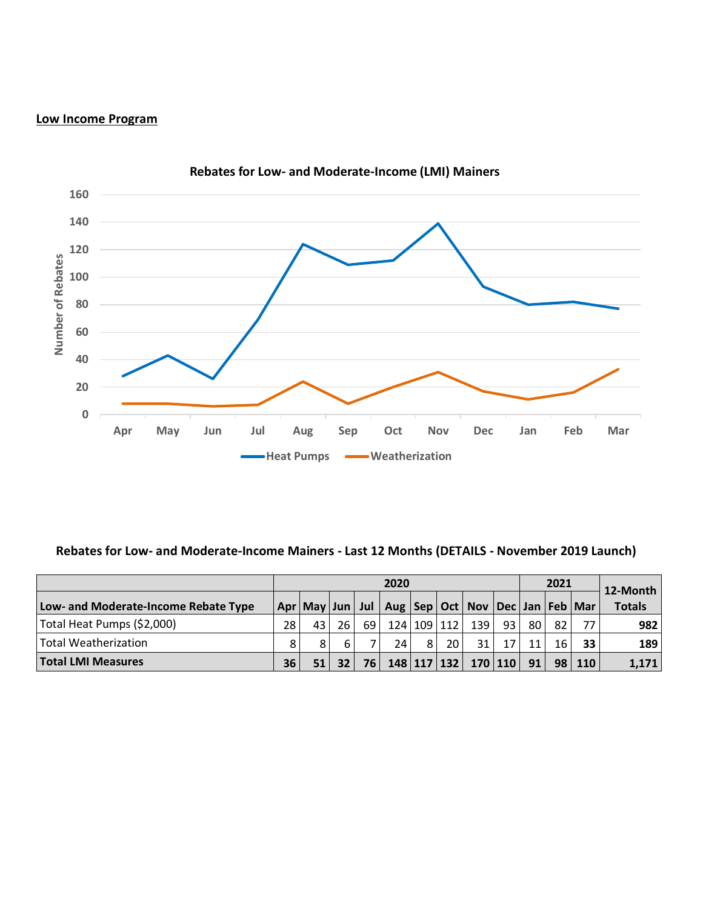**Low Income Program**

Rebates for Low- and Moderate-Income (LMI) Mainers

160
140
120
100
80
60
40
20
0

Number of Rebates

Apr May Jun Jul Aug Sep Oct Nov Dec Jan Feb Mar

Heat Pumps
Weatherization

**Rebates for Low- and Moderate-Income Mainers - Last 12 Months (DETAILS - November 2019 Launch)**

| | 2020 | | | | | | | | | 2021 | | | 12-Month Totals |
|---|---|---|---|---|---|---|---|---|---|---|---|---|---|
| **Low- and Moderate-Income Rebate Type** | **Apr** | **May** | **Jun** | **Jul** | **Aug** | **Sep** | **Oct** | **Nov** | **Dec** | **Jan** | **Feb** | **Mar** | |
| Total Heat Pumps ($2,000) | 28 | 43 | 26 | 69 | 124 | 109 | 112 | 139 | 93 | 80 | 82 | 77 | **982** |
| Total Weatherization | 8 | 8 | 6 | 7 | 24 | 8 | 20 | 31 | 17 | 11 | 16 | **33** | **189** |
| **Total LMI Measures** | **36** | **51** | **32** | **76** | **148** | **117** | **132** | **170** | **110** | **91** | **98** | **110** | **1,171** |